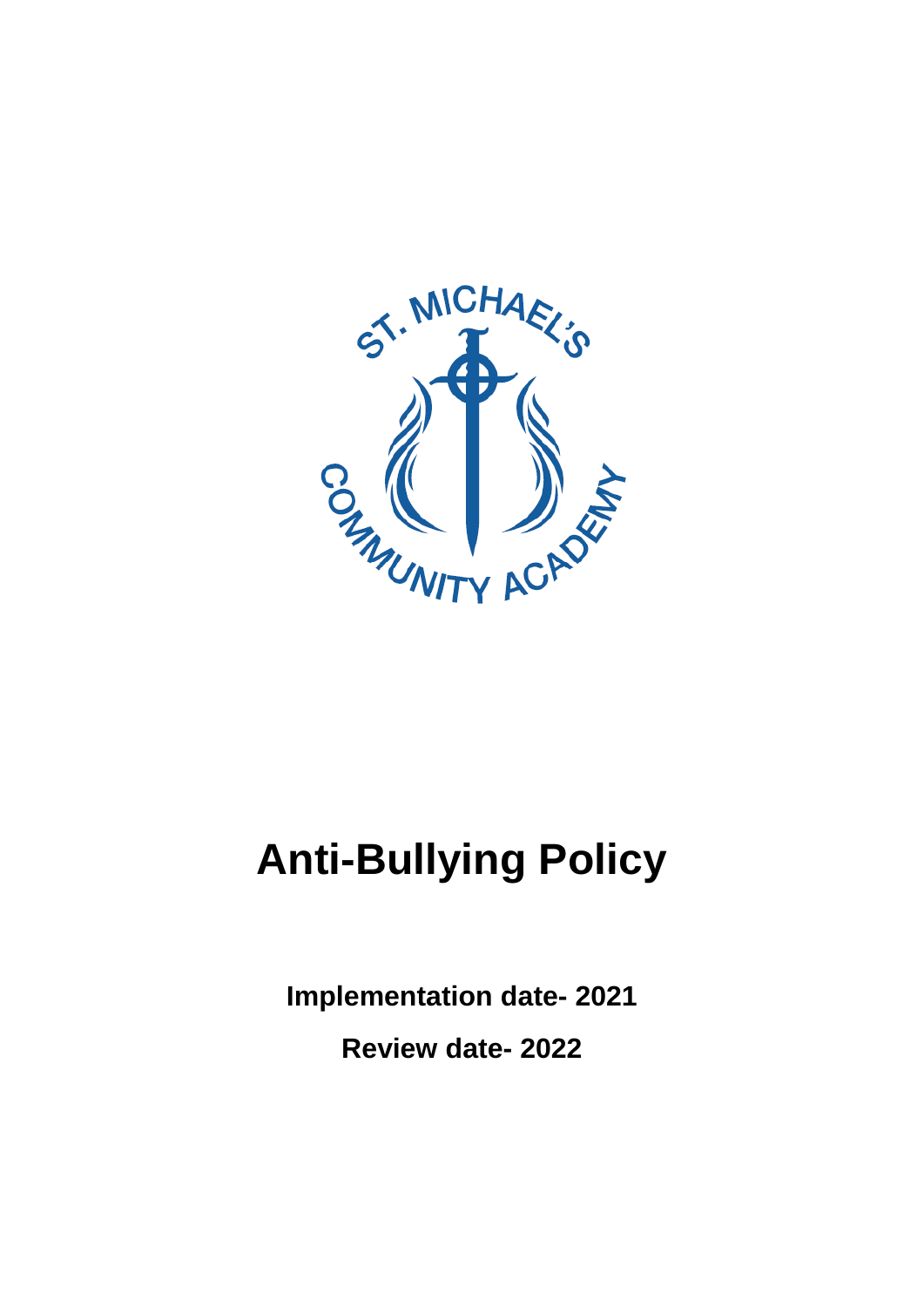# Anti-Bullying Policy

**Implementation date- 2021**

**Review date- 2022**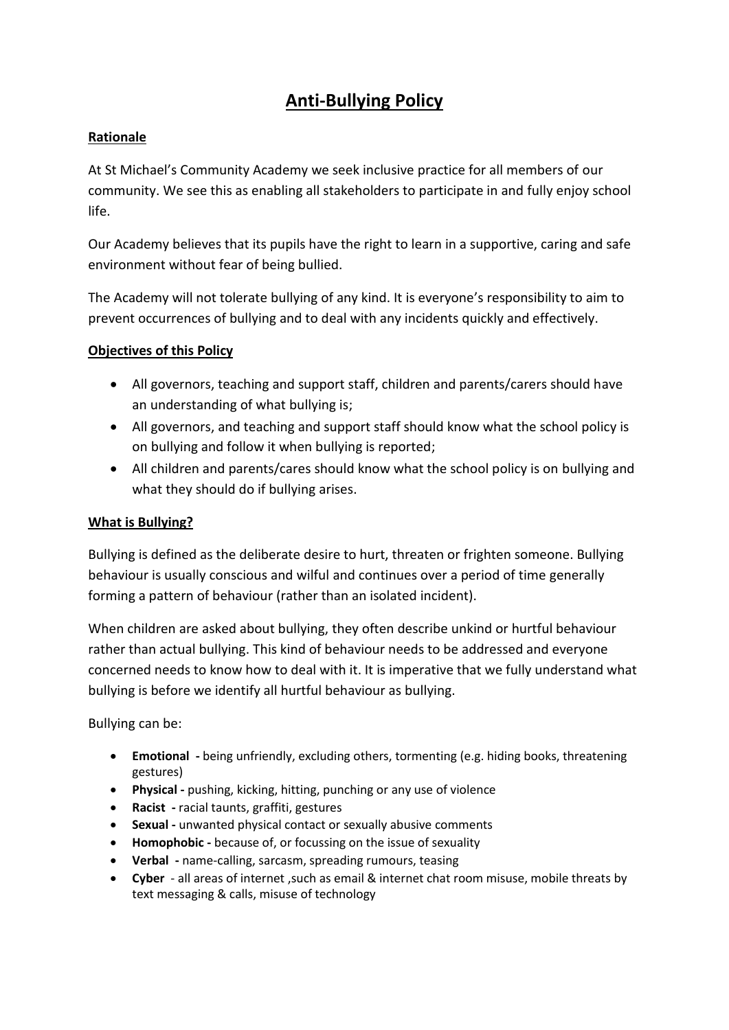# Anti-Bullying Policy

## Rationale

At St Michael's Community Academy we seek inclusive practice for all members of our community. We see this as enabling all stakeholders to participate in and fully enjoy school life.

Our Academy believes that its pupils have the right to learn in a supportive, caring and safe environment without fear of being bullied.

The Academy will not tolerate bullying of any kind. It is everyone's responsibility to aim to prevent occurrences of bullying and to deal with any incidents quickly and effectively.

## Objectives of this Policy

- All governors, teaching and support staff, children and parents/carers should have an understanding of what bullying is;
- All governors, and teaching and support staff should know what the school policy is on bullying and follow it when bullying is reported;
- All children and parents/cares should know what the school policy is on bullying and what they should do if bullying arises.

## What is Bullying?

Bullying is defined as the deliberate desire to hurt, threaten or frighten someone. Bullying behaviour is usually conscious and wilful and continues over a period of time generally forming a pattern of behaviour (rather than an isolated incident).

When children are asked about bullying, they often describe unkind or hurtful behaviour rather than actual bullying. This kind of behaviour needs to be addressed and everyone concerned needs to know how to deal with it. It is imperative that we fully understand what bullying is before we identify all hurtful behaviour as bullying.

Bullying can be:

- **Emotional** - being unfriendly, excluding others, tormenting (e.g. hiding books, threatening gestures)
- **Physical -** pushing, kicking, hitting, punching or any use of violence
- **Racist** - racial taunts, graffiti, gestures
- **Sexual -** unwanted physical contact or sexually abusive comments
- **Homophobic -** because of, or focussing on the issue of sexuality
- **Verbal** - name-calling, sarcasm, spreading rumours, teasing
- **Cyber** - all areas of internet ,such as email & internet chat room misuse, mobile threats by text messaging & calls, misuse of technology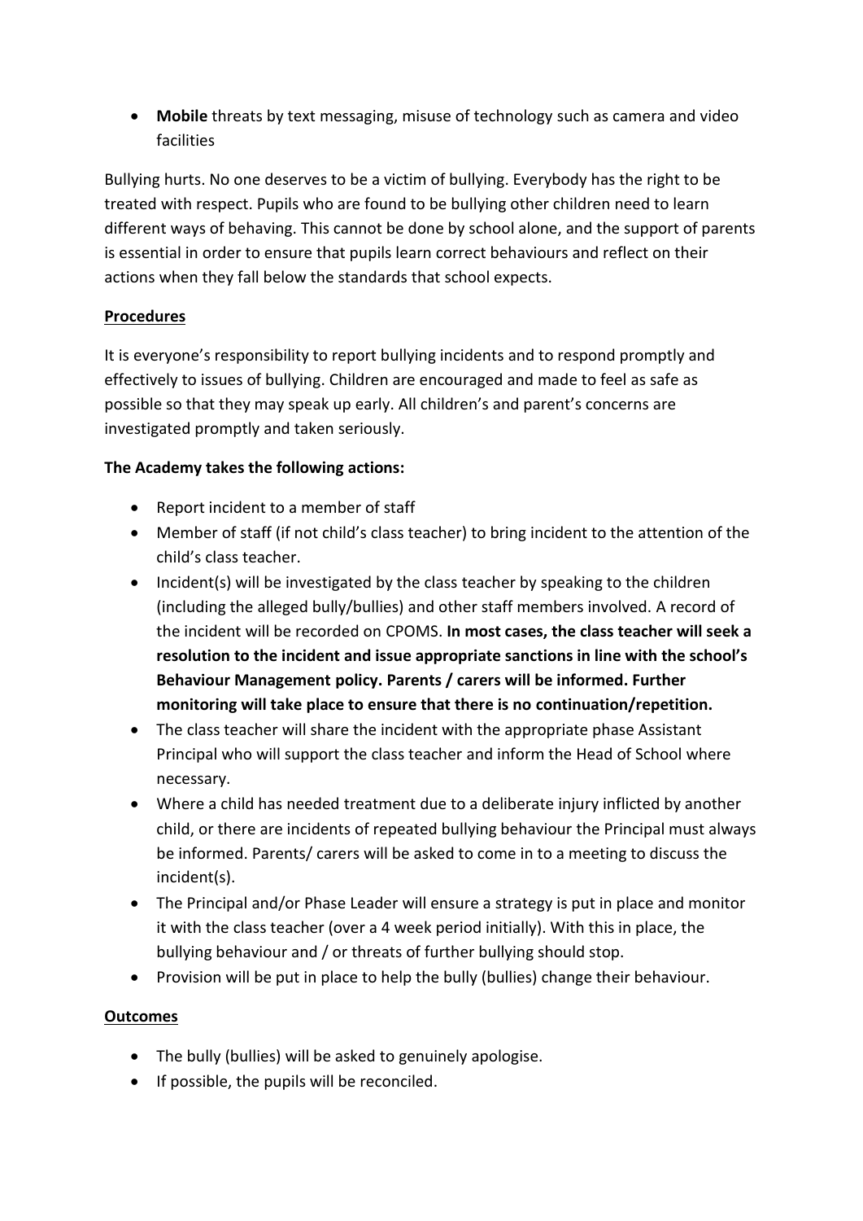- **Mobile** threats by text messaging, misuse of technology such as camera and video facilities

Bullying hurts. No one deserves to be a victim of bullying. Everybody has the right to be treated with respect. Pupils who are found to be bullying other children need to learn different ways of behaving. This cannot be done by school alone, and the support of parents is essential in order to ensure that pupils learn correct behaviours and reflect on their actions when they fall below the standards that school expects.

## Procedures

It is everyone's responsibility to report bullying incidents and to respond promptly and effectively to issues of bullying. Children are encouraged and made to feel as safe as possible so that they may speak up early. All children's and parent's concerns are investigated promptly and taken seriously.

**The Academy takes the following actions:**

- Report incident to a member of staff
- Member of staff (if not child's class teacher) to bring incident to the attention of the child's class teacher.
- Incident(s) will be investigated by the class teacher by speaking to the children (including the alleged bully/bullies) and other staff members involved. A record of the incident will be recorded on CPOMS. **In most cases, the class teacher will seek a resolution to the incident and issue appropriate sanctions in line with the school's Behaviour Management policy. Parents / carers will be informed. Further monitoring will take place to ensure that there is no continuation/repetition.**
- The class teacher will share the incident with the appropriate phase Assistant Principal who will support the class teacher and inform the Head of School where necessary.
- Where a child has needed treatment due to a deliberate injury inflicted by another child, or there are incidents of repeated bullying behaviour the Principal must always be informed. Parents/ carers will be asked to come in to a meeting to discuss the incident(s).
- The Principal and/or Phase Leader will ensure a strategy is put in place and monitor it with the class teacher (over a 4 week period initially). With this in place, the bullying behaviour and / or threats of further bullying should stop.
- Provision will be put in place to help the bully (bullies) change their behaviour.

## Outcomes

- The bully (bullies) will be asked to genuinely apologise.
- If possible, the pupils will be reconciled.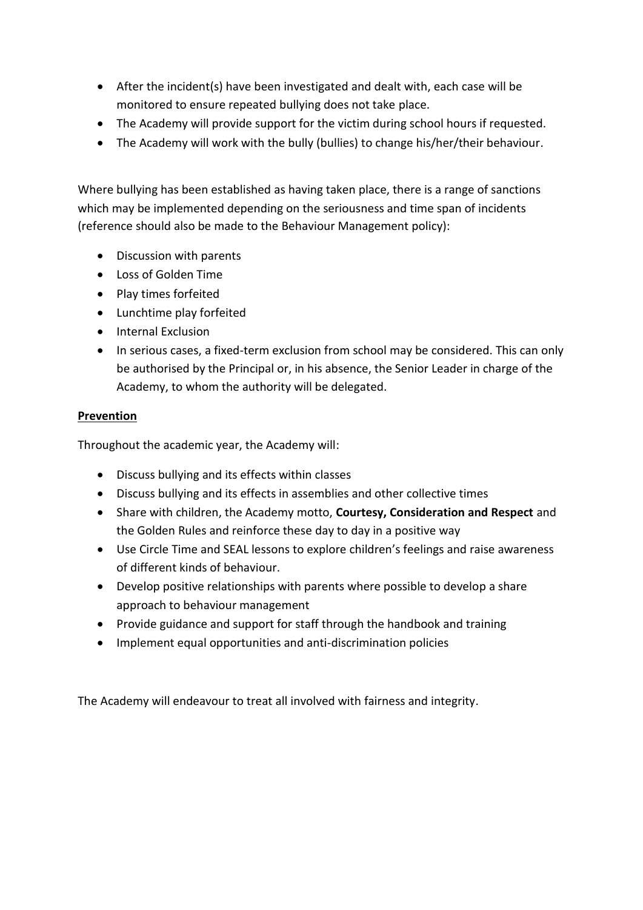- After the incident(s) have been investigated and dealt with, each case will be monitored to ensure repeated bullying does not take place.
- The Academy will provide support for the victim during school hours if requested.
- The Academy will work with the bully (bullies) to change his/her/their behaviour.

Where bullying has been established as having taken place, there is a range of sanctions which may be implemented depending on the seriousness and time span of incidents (reference should also be made to the Behaviour Management policy):

- Discussion with parents
- Loss of Golden Time
- Play times forfeited
- Lunchtime play forfeited
- Internal Exclusion
- In serious cases, a fixed-term exclusion from school may be considered. This can only be authorised by the Principal or, in his absence, the Senior Leader in charge of the Academy, to whom the authority will be delegated.

**Prevention**

Throughout the academic year, the Academy will:

- Discuss bullying and its effects within classes
- Discuss bullying and its effects in assemblies and other collective times
- Share with children, the Academy motto, **Courtesy, Consideration and Respect** and the Golden Rules and reinforce these day to day in a positive way
- Use Circle Time and SEAL lessons to explore children's feelings and raise awareness of different kinds of behaviour.
- Develop positive relationships with parents where possible to develop a share approach to behaviour management
- Provide guidance and support for staff through the handbook and training
- Implement equal opportunities and anti-discrimination policies

The Academy will endeavour to treat all involved with fairness and integrity.